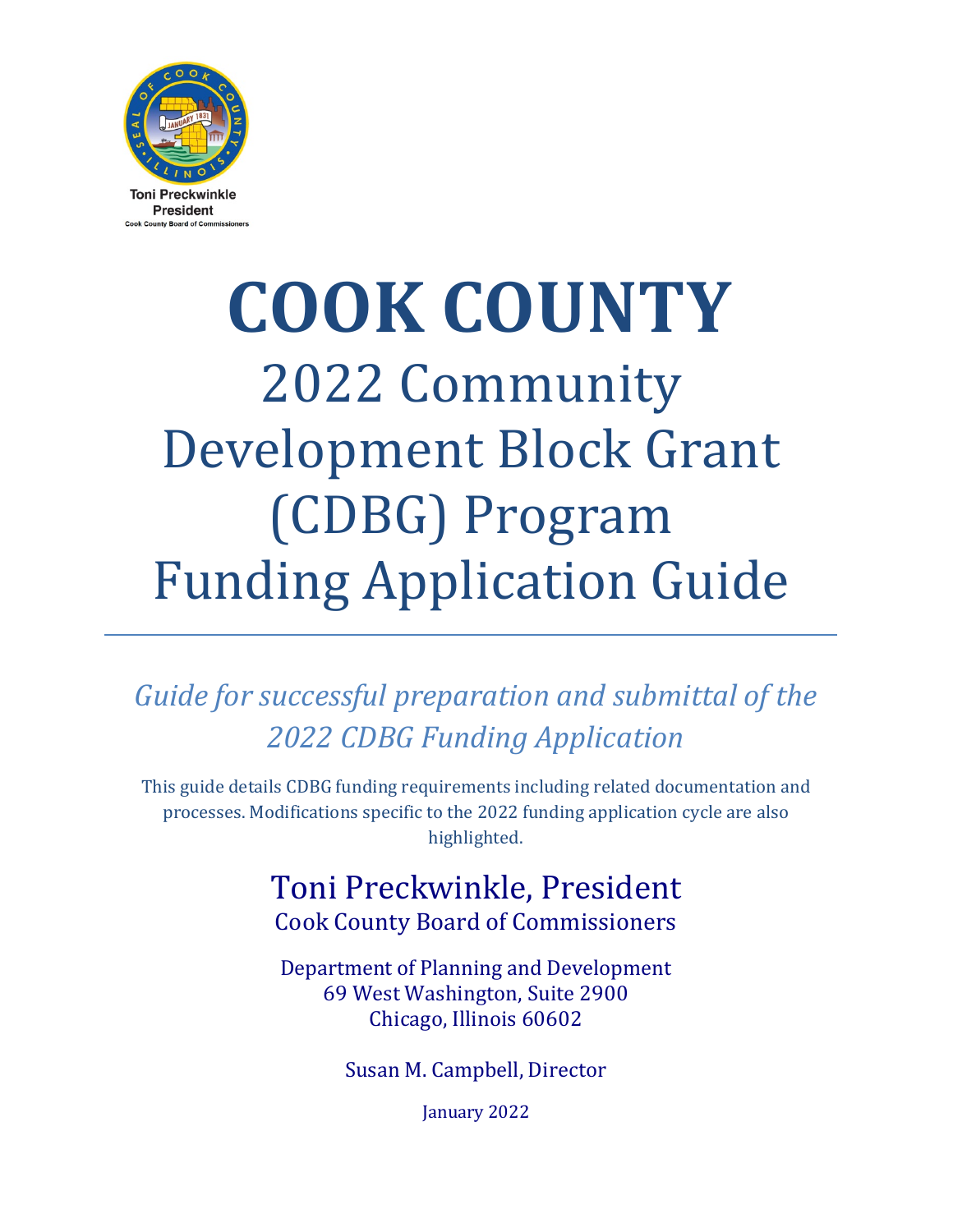Toni Preckwinkle
President
Cook County Board of Commissioners

# COOK COUNTY

## 2022 Community Development Block Grant (CDBG) Program Funding Application Guide

---

*Guide for successful preparation and submittal of the 2022 CDBG Funding Application*

This guide details CDBG funding requirements including related documentation and processes. Modifications specific to the 2022 funding application cycle are also highlighted.

Toni Preckwinkle, President
Cook County Board of Commissioners

Department of Planning and Development
69 West Washington, Suite 2900
Chicago, Illinois 60602

Susan M. Campbell, Director

January 2022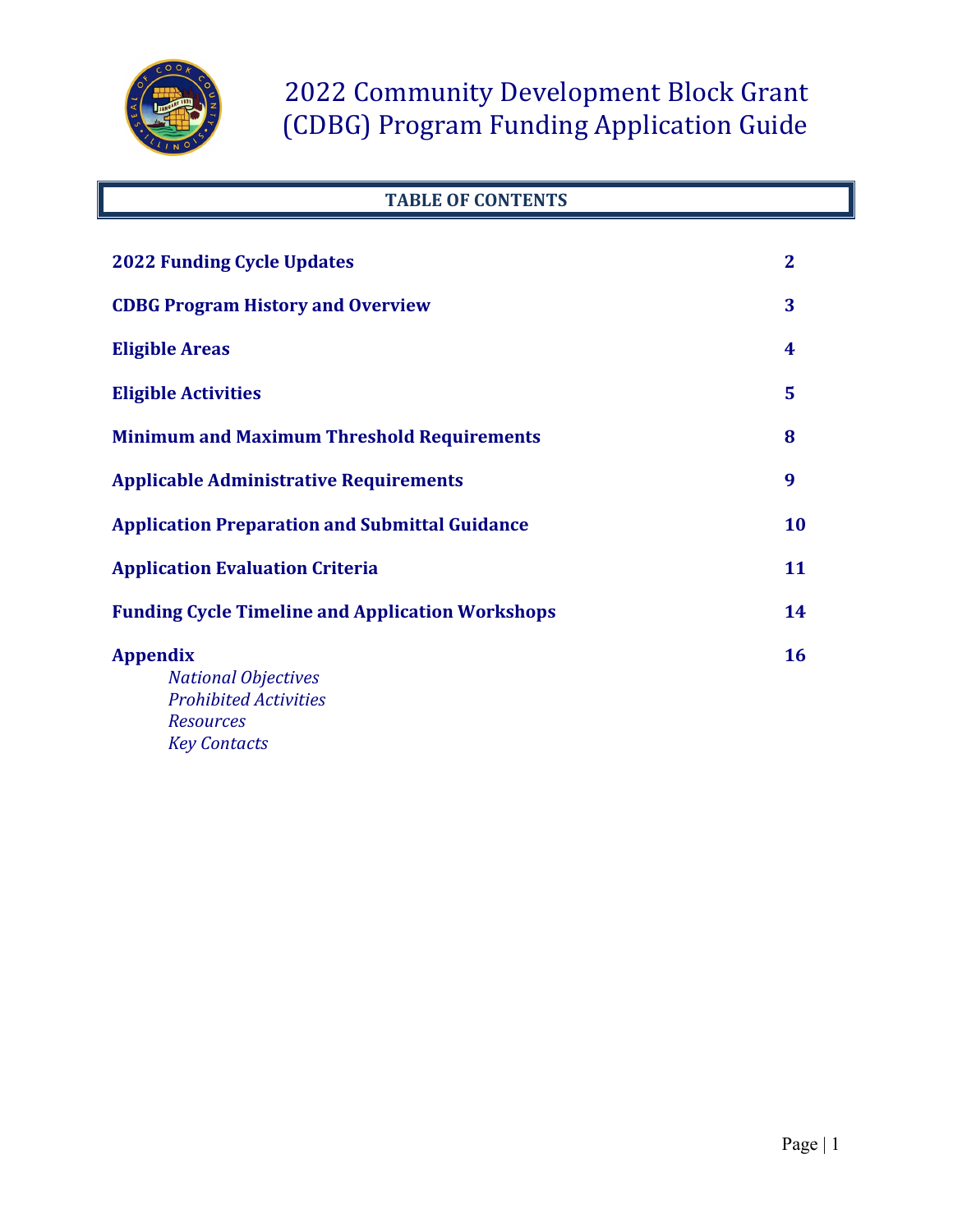# 2022 Community Development Block Grant (CDBG) Program Funding Application Guide

## TABLE OF CONTENTS

| | |
|---|---|
| **2022 Funding Cycle Updates** | **2** |
| **CDBG Program History and Overview** | **3** |
| **Eligible Areas** | **4** |
| **Eligible Activities** | **5** |
| **Minimum and Maximum Threshold Requirements** | **8** |
| **Applicable Administrative Requirements** | **9** |
| **Application Preparation and Submittal Guidance** | **10** |
| **Application Evaluation Criteria** | **11** |
| **Funding Cycle Timeline and Application Workshops** | **14** |
| **Appendix** | **16** |

- *National Objectives*
- *Prohibited Activities*
- *Resources*
- *Key Contacts*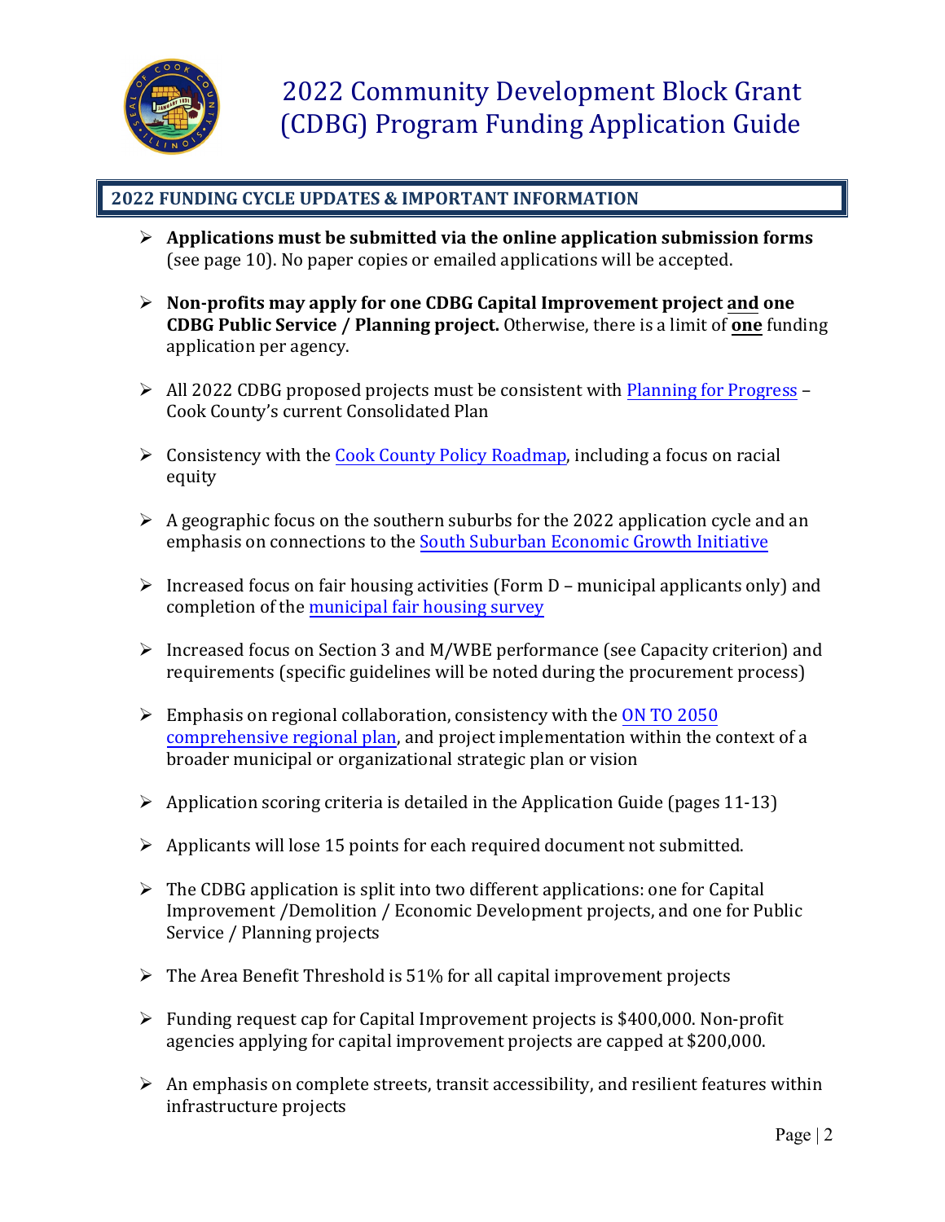# 2022 Community Development Block Grant (CDBG) Program Funding Application Guide

## 2022 FUNDING CYCLE UPDATES & IMPORTANT INFORMATION

- **Applications must be submitted via the online application submission forms** (see page 10). No paper copies or emailed applications will be accepted.
- **Non-profits may apply for one CDBG Capital Improvement project and one CDBG Public Service / Planning project.** Otherwise, there is a limit of **one** funding application per agency.
- All 2022 CDBG proposed projects must be consistent with Planning for Progress – Cook County's current Consolidated Plan
- Consistency with the Cook County Policy Roadmap, including a focus on racial equity
- A geographic focus on the southern suburbs for the 2022 application cycle and an emphasis on connections to the South Suburban Economic Growth Initiative
- Increased focus on fair housing activities (Form D – municipal applicants only) and completion of the municipal fair housing survey
- Increased focus on Section 3 and M/WBE performance (see Capacity criterion) and requirements (specific guidelines will be noted during the procurement process)
- Emphasis on regional collaboration, consistency with the ON TO 2050 comprehensive regional plan, and project implementation within the context of a broader municipal or organizational strategic plan or vision
- Application scoring criteria is detailed in the Application Guide (pages 11-13)
- Applicants will lose 15 points for each required document not submitted.
- The CDBG application is split into two different applications: one for Capital Improvement /Demolition / Economic Development projects, and one for Public Service / Planning projects
- The Area Benefit Threshold is 51% for all capital improvement projects
- Funding request cap for Capital Improvement projects is $400,000. Non-profit agencies applying for capital improvement projects are capped at $200,000.
- An emphasis on complete streets, transit accessibility, and resilient features within infrastructure projects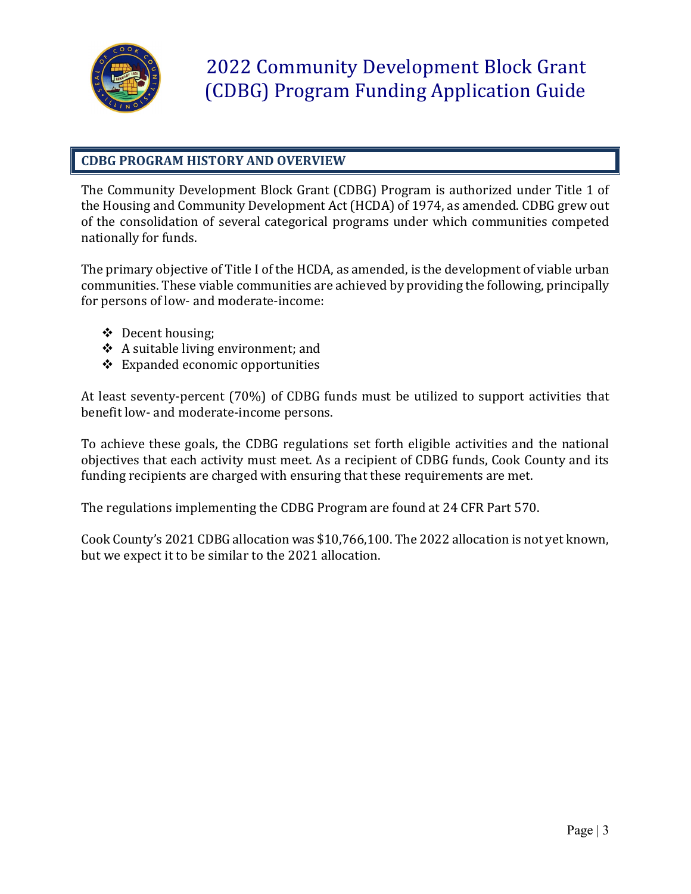# 2022 Community Development Block Grant (CDBG) Program Funding Application Guide

## CDBG PROGRAM HISTORY AND OVERVIEW

The Community Development Block Grant (CDBG) Program is authorized under Title 1 of the Housing and Community Development Act (HCDA) of 1974, as amended. CDBG grew out of the consolidation of several categorical programs under which communities competed nationally for funds.

The primary objective of Title I of the HCDA, as amended, is the development of viable urban communities. These viable communities are achieved by providing the following, principally for persons of low- and moderate-income:

- Decent housing;
- A suitable living environment; and
- Expanded economic opportunities

At least seventy-percent (70%) of CDBG funds must be utilized to support activities that benefit low- and moderate-income persons.

To achieve these goals, the CDBG regulations set forth eligible activities and the national objectives that each activity must meet. As a recipient of CDBG funds, Cook County and its funding recipients are charged with ensuring that these requirements are met.

The regulations implementing the CDBG Program are found at 24 CFR Part 570.

Cook County's 2021 CDBG allocation was $10,766,100. The 2022 allocation is not yet known, but we expect it to be similar to the 2021 allocation.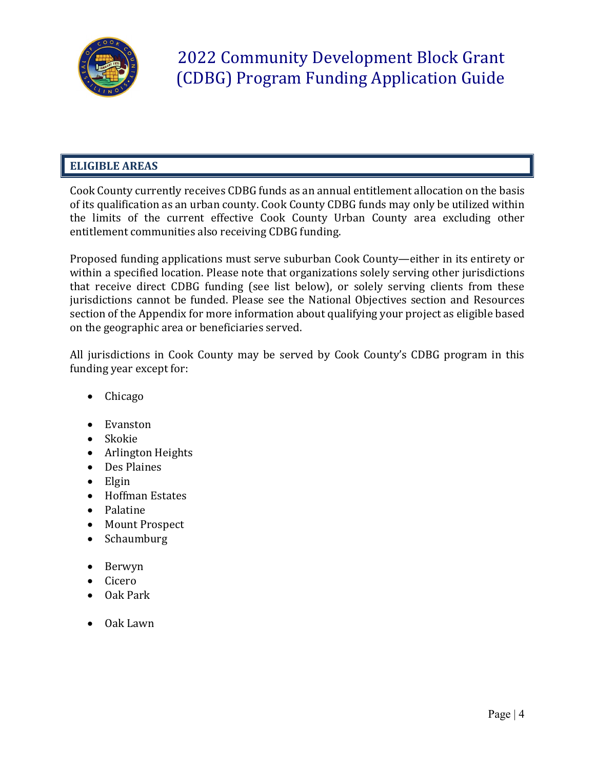## ELIGIBLE AREAS

Cook County currently receives CDBG funds as an annual entitlement allocation on the basis of its qualification as an urban county. Cook County CDBG funds may only be utilized within the limits of the current effective Cook County Urban County area excluding other entitlement communities also receiving CDBG funding.

Proposed funding applications must serve suburban Cook County—either in its entirety or within a specified location. Please note that organizations solely serving other jurisdictions that receive direct CDBG funding (see list below), or solely serving clients from these jurisdictions cannot be funded. Please see the National Objectives section and Resources section of the Appendix for more information about qualifying your project as eligible based on the geographic area or beneficiaries served.

All jurisdictions in Cook County may be served by Cook County's CDBG program in this funding year except for:

- Chicago

- Evanston
- Skokie
- Arlington Heights
- Des Plaines
- Elgin
- Hoffman Estates
- Palatine
- Mount Prospect
- Schaumburg

- Berwyn
- Cicero
- Oak Park

- Oak Lawn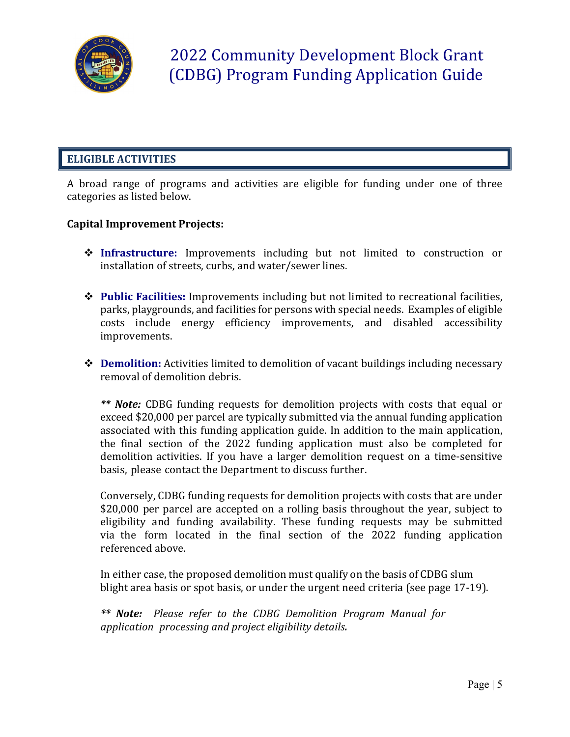## ELIGIBLE ACTIVITIES

A broad range of programs and activities are eligible for funding under one of three categories as listed below.

**Capital Improvement Projects:**

- **Infrastructure:** Improvements including but not limited to construction or installation of streets, curbs, and water/sewer lines.

- **Public Facilities:** Improvements including but not limited to recreational facilities, parks, playgrounds, and facilities for persons with special needs. Examples of eligible costs include energy efficiency improvements, and disabled accessibility improvements.

- **Demolition:** Activities limited to demolition of vacant buildings including necessary removal of demolition debris.

  ***\* Note:*** CDBG funding requests for demolition projects with costs that equal or exceed $20,000 per parcel are typically submitted via the annual funding application associated with this funding application guide. In addition to the main application, the final section of the 2022 funding application must also be completed for demolition activities. If you have a larger demolition request on a time-sensitive basis, please contact the Department to discuss further.

  Conversely, CDBG funding requests for demolition projects with costs that are under $20,000 per parcel are accepted on a rolling basis throughout the year, subject to eligibility and funding availability. These funding requests may be submitted via the form located in the final section of the 2022 funding application referenced above.

  In either case, the proposed demolition must qualify on the basis of CDBG slum blight area basis or spot basis, or under the urgent need criteria (see page 17-19).

  ***\* Note:*** *Please refer to the CDBG Demolition Program Manual for application processing and project eligibility details.*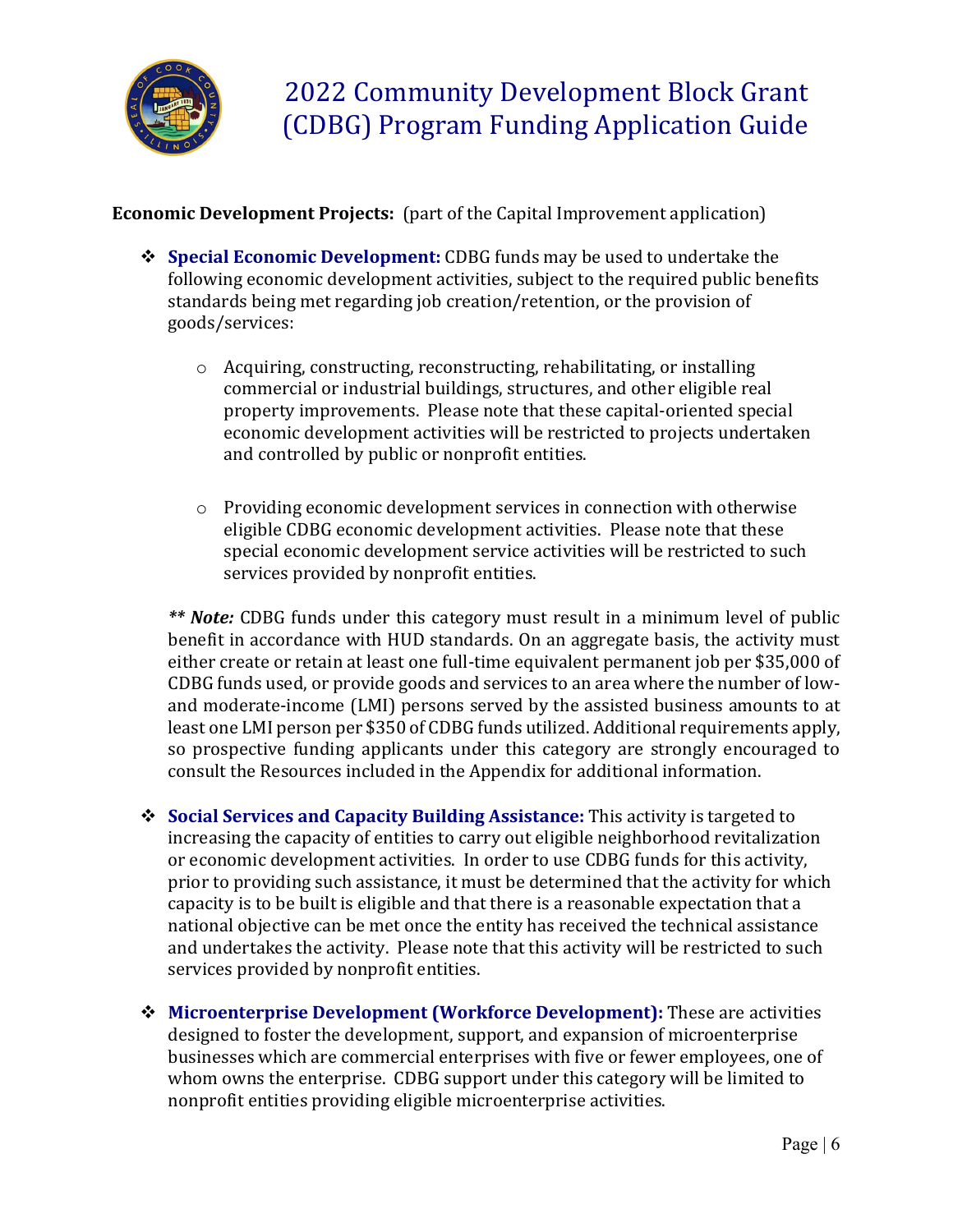**Economic Development Projects:** (part of the Capital Improvement application)

- **Special Economic Development:** CDBG funds may be used to undertake the following economic development activities, subject to the required public benefits standards being met regarding job creation/retention, or the provision of goods/services:

    - Acquiring, constructing, reconstructing, rehabilitating, or installing commercial or industrial buildings, structures, and other eligible real property improvements. Please note that these capital-oriented special economic development activities will be restricted to projects undertaken and controlled by public or nonprofit entities.

    - Providing economic development services in connection with otherwise eligible CDBG economic development activities. Please note that these special economic development service activities will be restricted to such services provided by nonprofit entities.

    ***\*\* Note:*** CDBG funds under this category must result in a minimum level of public benefit in accordance with HUD standards. On an aggregate basis, the activity must either create or retain at least one full-time equivalent permanent job per $35,000 of CDBG funds used, or provide goods and services to an area where the number of low- and moderate-income (LMI) persons served by the assisted business amounts to at least one LMI person per $350 of CDBG funds utilized. Additional requirements apply, so prospective funding applicants under this category are strongly encouraged to consult the Resources included in the Appendix for additional information.

- **Social Services and Capacity Building Assistance:** This activity is targeted to increasing the capacity of entities to carry out eligible neighborhood revitalization or economic development activities. In order to use CDBG funds for this activity, prior to providing such assistance, it must be determined that the activity for which capacity is to be built is eligible and that there is a reasonable expectation that a national objective can be met once the entity has received the technical assistance and undertakes the activity. Please note that this activity will be restricted to such services provided by nonprofit entities.

- **Microenterprise Development (Workforce Development):** These are activities designed to foster the development, support, and expansion of microenterprise businesses which are commercial enterprises with five or fewer employees, one of whom owns the enterprise. CDBG support under this category will be limited to nonprofit entities providing eligible microenterprise activities.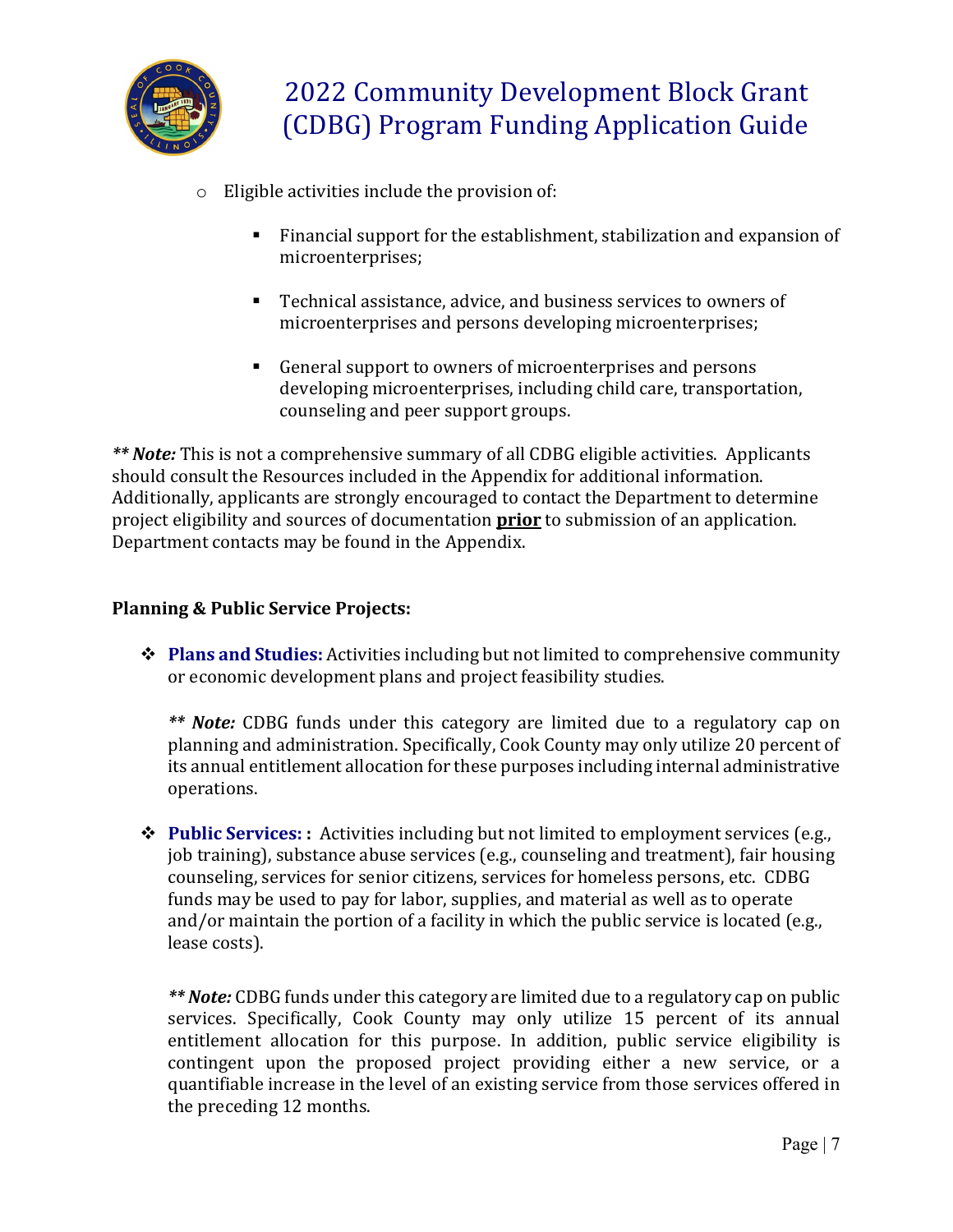- Eligible activities include the provision of:

    - Financial support for the establishment, stabilization and expansion of microenterprises;

    - Technical assistance, advice, and business services to owners of microenterprises and persons developing microenterprises;

    - General support to owners of microenterprises and persons developing microenterprises, including child care, transportation, counseling and peer support groups.

***** Note:*** This is not a comprehensive summary of all CDBG eligible activities. Applicants should consult the Resources included in the Appendix for additional information. Additionally, applicants are strongly encouraged to contact the Department to determine project eligibility and sources of documentation <u>**prior**</u> to submission of an application. Department contacts may be found in the Appendix.

**Planning & Public Service Projects:**

- **Plans and Studies:** Activities including but not limited to comprehensive community or economic development plans and project feasibility studies.

  ***** Note:*** CDBG funds under this category are limited due to a regulatory cap on planning and administration. Specifically, Cook County may only utilize 20 percent of its annual entitlement allocation for these purposes including internal administrative operations.

- **Public Services: :** Activities including but not limited to employment services (e.g., job training), substance abuse services (e.g., counseling and treatment), fair housing counseling, services for senior citizens, services for homeless persons, etc. CDBG funds may be used to pay for labor, supplies, and material as well as to operate and/or maintain the portion of a facility in which the public service is located (e.g., lease costs).

  ***** Note:*** CDBG funds under this category are limited due to a regulatory cap on public services. Specifically, Cook County may only utilize 15 percent of its annual entitlement allocation for this purpose. In addition, public service eligibility is contingent upon the proposed project providing either a new service, or a quantifiable increase in the level of an existing service from those services offered in the preceding 12 months.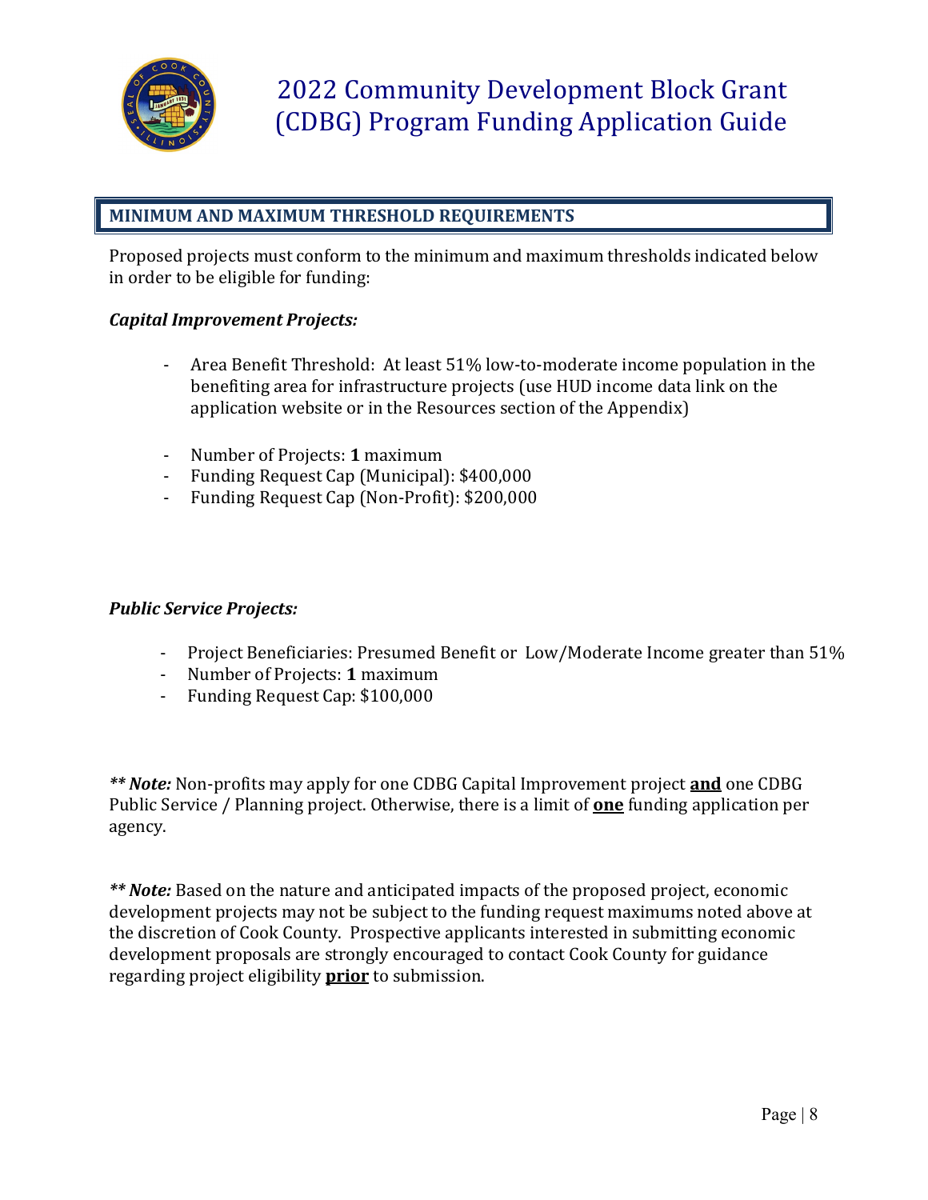# 2022 Community Development Block Grant (CDBG) Program Funding Application Guide

## MINIMUM AND MAXIMUM THRESHOLD REQUIREMENTS

Proposed projects must conform to the minimum and maximum thresholds indicated below in order to be eligible for funding:

***Capital Improvement Projects:***

- Area Benefit Threshold: At least 51% low-to-moderate income population in the benefiting area for infrastructure projects (use HUD income data link on the application website or in the Resources section of the Appendix)

- Number of Projects: **1** maximum
- Funding Request Cap (Municipal): $400,000
- Funding Request Cap (Non-Profit): $200,000

***Public Service Projects:***

- Project Beneficiaries: Presumed Benefit or Low/Moderate Income greater than 51%
- Number of Projects: **1** maximum
- Funding Request Cap: $100,000

***\*\* Note:*** Non-profits may apply for one CDBG Capital Improvement project **<u>and</u>** one CDBG Public Service / Planning project. Otherwise, there is a limit of **<u>one</u>** funding application per agency.

***\*\* Note:*** Based on the nature and anticipated impacts of the proposed project, economic development projects may not be subject to the funding request maximums noted above at the discretion of Cook County. Prospective applicants interested in submitting economic development proposals are strongly encouraged to contact Cook County for guidance regarding project eligibility **<u>prior</u>** to submission.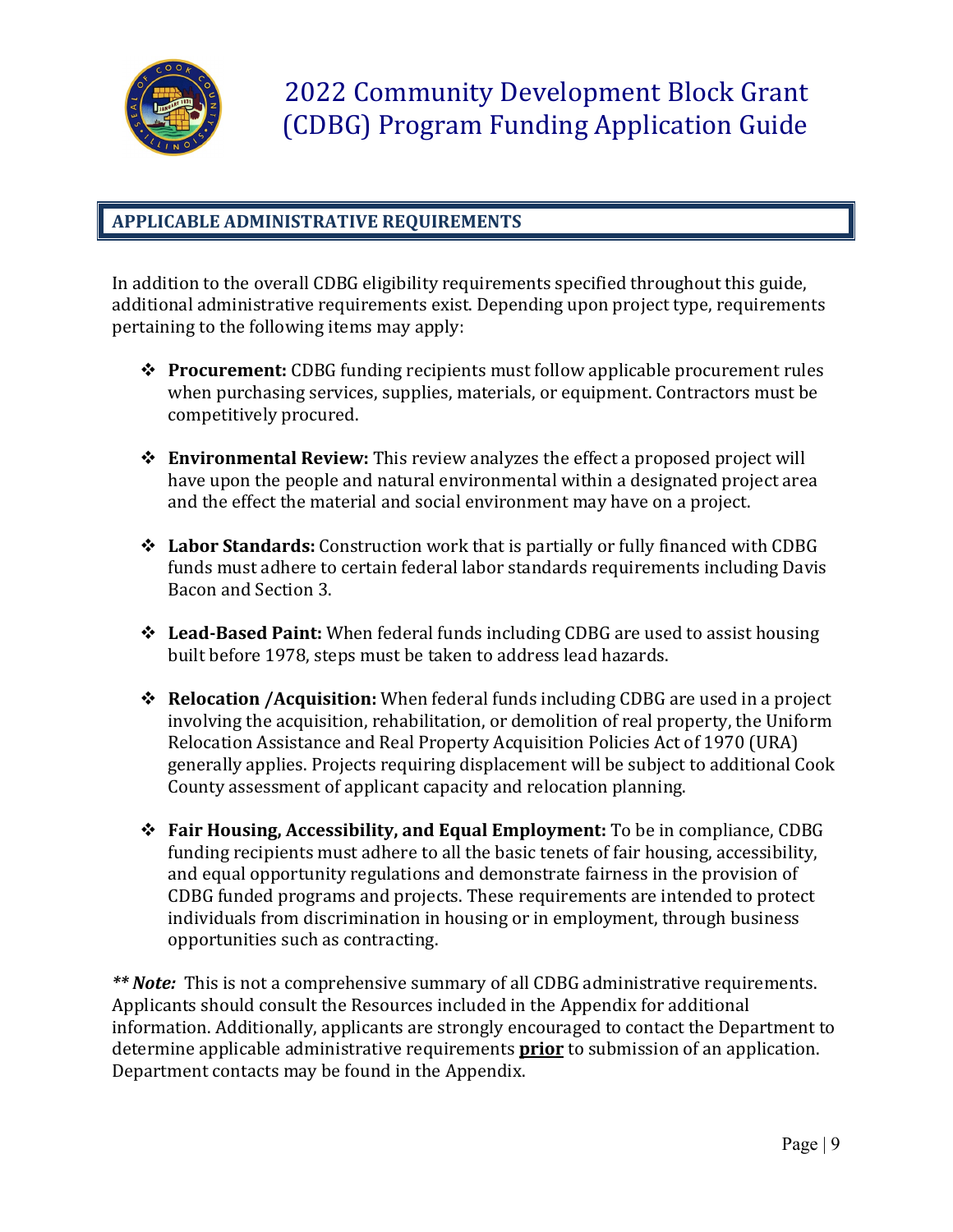## APPLICABLE ADMINISTRATIVE REQUIREMENTS

In addition to the overall CDBG eligibility requirements specified throughout this guide, additional administrative requirements exist. Depending upon project type, requirements pertaining to the following items may apply:

- **Procurement:** CDBG funding recipients must follow applicable procurement rules when purchasing services, supplies, materials, or equipment. Contractors must be competitively procured.

- **Environmental Review:** This review analyzes the effect a proposed project will have upon the people and natural environmental within a designated project area and the effect the material and social environment may have on a project.

- **Labor Standards:** Construction work that is partially or fully financed with CDBG funds must adhere to certain federal labor standards requirements including Davis Bacon and Section 3.

- **Lead-Based Paint:** When federal funds including CDBG are used to assist housing built before 1978, steps must be taken to address lead hazards.

- **Relocation /Acquisition:** When federal funds including CDBG are used in a project involving the acquisition, rehabilitation, or demolition of real property, the Uniform Relocation Assistance and Real Property Acquisition Policies Act of 1970 (URA) generally applies. Projects requiring displacement will be subject to additional Cook County assessment of applicant capacity and relocation planning.

- **Fair Housing, Accessibility, and Equal Employment:** To be in compliance, CDBG funding recipients must adhere to all the basic tenets of fair housing, accessibility, and equal opportunity regulations and demonstrate fairness in the provision of CDBG funded programs and projects. These requirements are intended to protect individuals from discrimination in housing or in employment, through business opportunities such as contracting.

***\* Note:*** This is not a comprehensive summary of all CDBG administrative requirements. Applicants should consult the Resources included in the Appendix for additional information. Additionally, applicants are strongly encouraged to contact the Department to determine applicable administrative requirements <u>**prior**</u> to submission of an application. Department contacts may be found in the Appendix.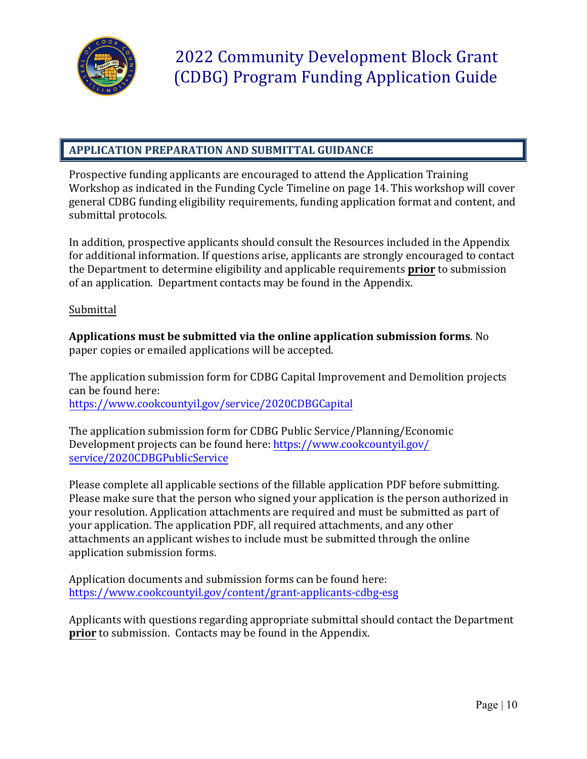## APPLICATION PREPARATION AND SUBMITTAL GUIDANCE

Prospective funding applicants are encouraged to attend the Application Training Workshop as indicated in the Funding Cycle Timeline on page 14. This workshop will cover general CDBG funding eligibility requirements, funding application format and content, and submittal protocols.

In addition, prospective applicants should consult the Resources included in the Appendix for additional information. If questions arise, applicants are strongly encouraged to contact the Department to determine eligibility and applicable requirements **prior** to submission of an application. Department contacts may be found in the Appendix.

Submittal

**Applications must be submitted via the online application submission forms**. No paper copies or emailed applications will be accepted.

The application submission form for CDBG Capital Improvement and Demolition projects can be found here:
https://www.cookcountyil.gov/service/2020CDBGCapital

The application submission form for CDBG Public Service/Planning/Economic Development projects can be found here: https://www.cookcountyil.gov/service/2020CDBGPublicService

Please complete all applicable sections of the fillable application PDF before submitting. Please make sure that the person who signed your application is the person authorized in your resolution. Application attachments are required and must be submitted as part of your application. The application PDF, all required attachments, and any other attachments an applicant wishes to include must be submitted through the online application submission forms.

Application documents and submission forms can be found here:
https://www.cookcountyil.gov/content/grant-applicants-cdbg-esg

Applicants with questions regarding appropriate submittal should contact the Department **prior** to submission. Contacts may be found in the Appendix.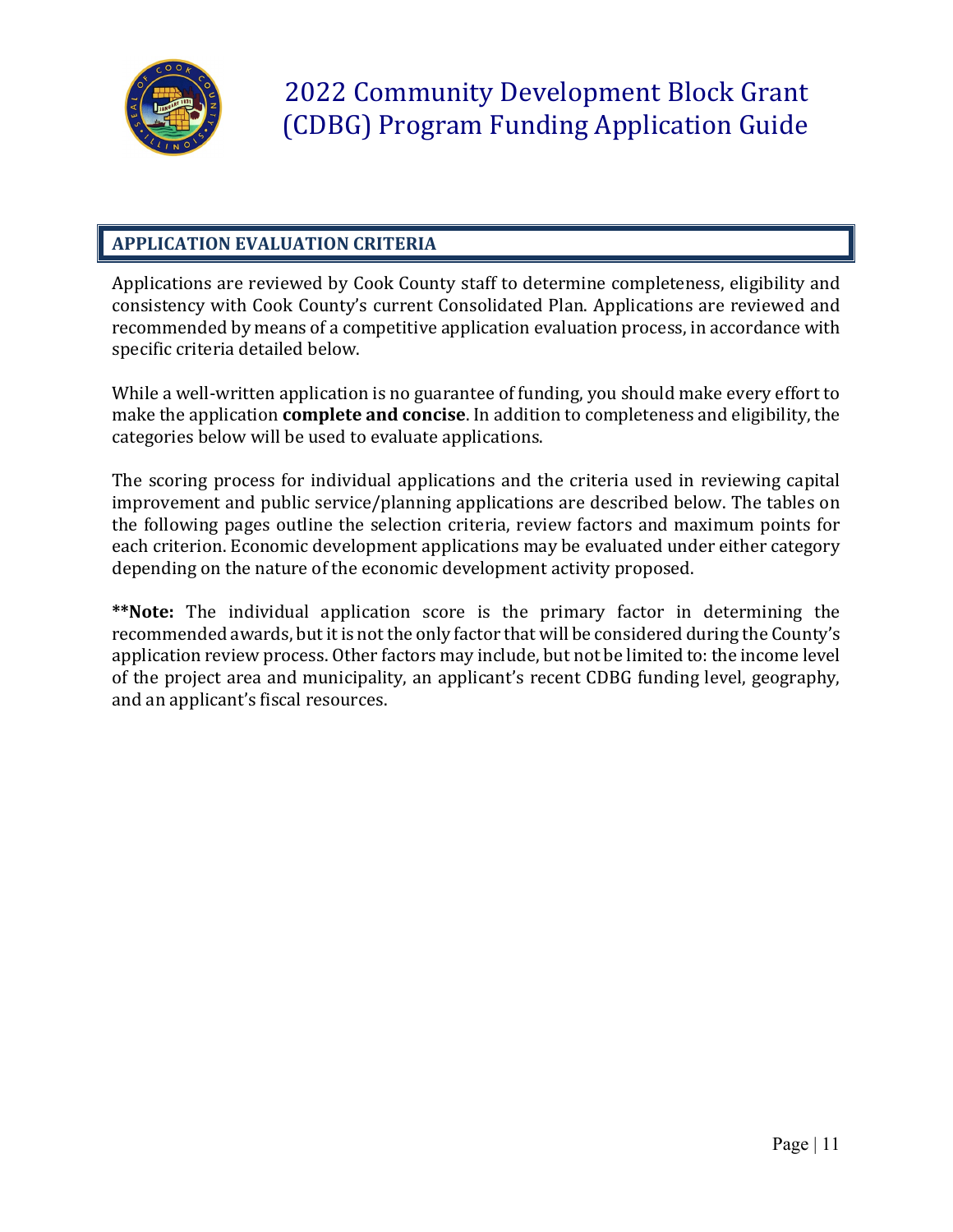## APPLICATION EVALUATION CRITERIA

Applications are reviewed by Cook County staff to determine completeness, eligibility and consistency with Cook County's current Consolidated Plan. Applications are reviewed and recommended by means of a competitive application evaluation process, in accordance with specific criteria detailed below.

While a well-written application is no guarantee of funding, you should make every effort to make the application **complete and concise**. In addition to completeness and eligibility, the categories below will be used to evaluate applications.

The scoring process for individual applications and the criteria used in reviewing capital improvement and public service/planning applications are described below. The tables on the following pages outline the selection criteria, review factors and maximum points for each criterion. Economic development applications may be evaluated under either category depending on the nature of the economic development activity proposed.

****Note:** The individual application score is the primary factor in determining the recommended awards, but it is not the only factor that will be considered during the County's application review process. Other factors may include, but not be limited to: the income level of the project area and municipality, an applicant's recent CDBG funding level, geography, and an applicant's fiscal resources.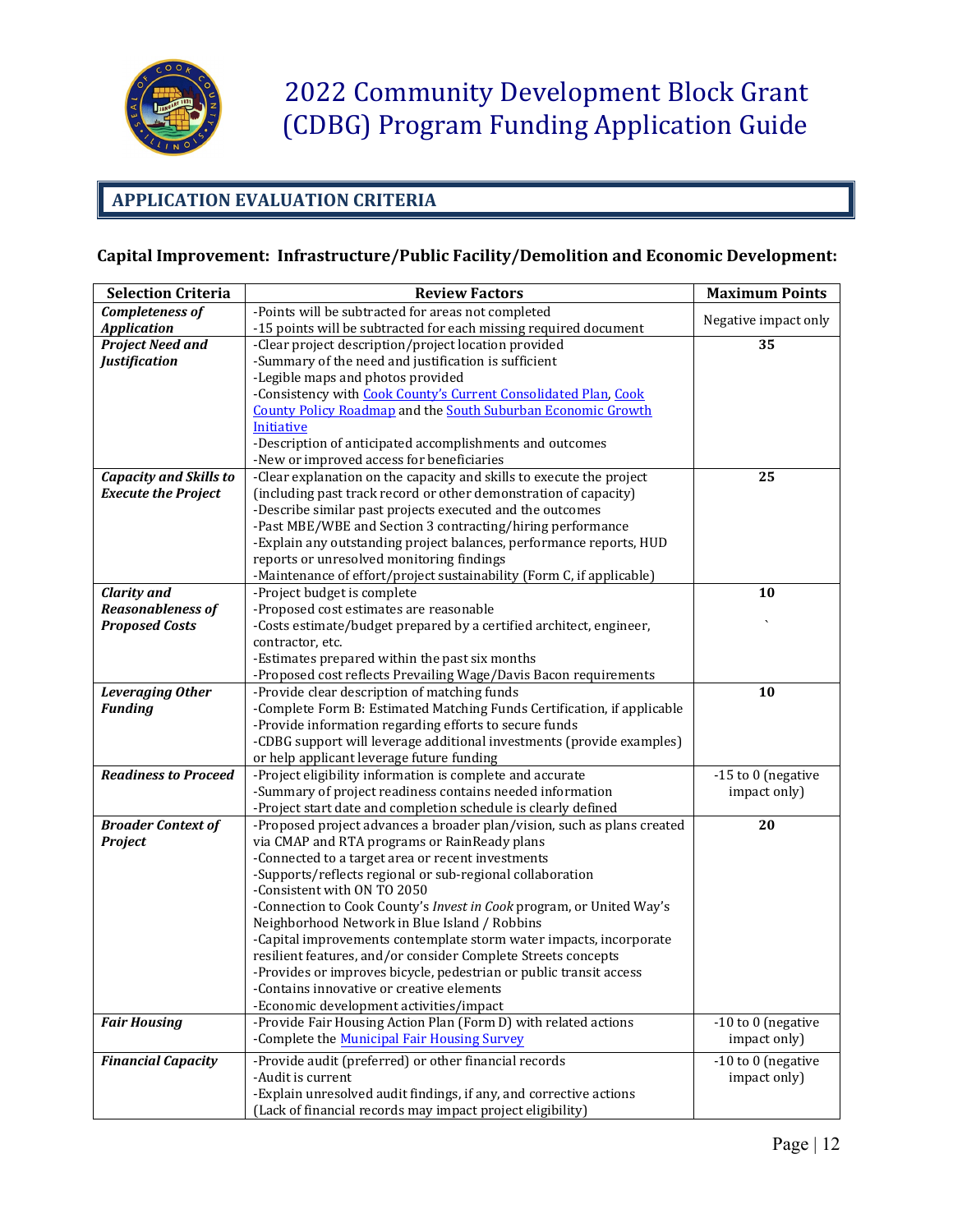# 2022 Community Development Block Grant (CDBG) Program Funding Application Guide

## APPLICATION EVALUATION CRITERIA

### Capital Improvement: Infrastructure/Public Facility/Demolition and Economic Development:

| Selection Criteria | Review Factors | Maximum Points |
|---|---|---|
| ***Completeness of Application*** | -Points will be subtracted for areas not completed<br>-15 points will be subtracted for each missing required document | Negative impact only |
| ***Project Need and Justification*** | -Clear project description/project location provided<br>-Summary of the need and justification is sufficient<br>-Legible maps and photos provided<br>-Consistency with Cook County's Current Consolidated Plan, Cook County Policy Roadmap and the South Suburban Economic Growth Initiative<br>-Description of anticipated accomplishments and outcomes<br>-New or improved access for beneficiaries | **35** |
| ***Capacity and Skills to Execute the Project*** | -Clear explanation on the capacity and skills to execute the project (including past track record or other demonstration of capacity)<br>-Describe similar past projects executed and the outcomes<br>-Past MBE/WBE and Section 3 contracting/hiring performance<br>-Explain any outstanding project balances, performance reports, HUD reports or unresolved monitoring findings<br>-Maintenance of effort/project sustainability (Form C, if applicable) | **25** |
| ***Clarity and Reasonableness of Proposed Costs*** | -Project budget is complete<br>-Proposed cost estimates are reasonable<br>-Costs estimate/budget prepared by a certified architect, engineer, contractor, etc.<br>-Estimates prepared within the past six months<br>-Proposed cost reflects Prevailing Wage/Davis Bacon requirements | **10** |
| ***Leveraging Other Funding*** | -Provide clear description of matching funds<br>-Complete Form B: Estimated Matching Funds Certification, if applicable<br>-Provide information regarding efforts to secure funds<br>-CDBG support will leverage additional investments (provide examples) or help applicant leverage future funding | **10** |
| ***Readiness to Proceed*** | -Project eligibility information is complete and accurate<br>-Summary of project readiness contains needed information<br>-Project start date and completion schedule is clearly defined | -15 to 0 (negative impact only) |
| ***Broader Context of Project*** | -Proposed project advances a broader plan/vision, such as plans created via CMAP and RTA programs or RainReady plans<br>-Connected to a target area or recent investments<br>-Supports/reflects regional or sub-regional collaboration<br>-Consistent with ON TO 2050<br>-Connection to Cook County's *Invest in Cook* program, or United Way's Neighborhood Network in Blue Island / Robbins<br>-Capital improvements contemplate storm water impacts, incorporate resilient features, and/or consider Complete Streets concepts<br>-Provides or improves bicycle, pedestrian or public transit access<br>-Contains innovative or creative elements<br>-Economic development activities/impact | **20** |
| ***Fair Housing*** | -Provide Fair Housing Action Plan (Form D) with related actions<br>-Complete the Municipal Fair Housing Survey | -10 to 0 (negative impact only) |
| ***Financial Capacity*** | -Provide audit (preferred) or other financial records<br>-Audit is current<br>-Explain unresolved audit findings, if any, and corrective actions<br>(Lack of financial records may impact project eligibility) | -10 to 0 (negative impact only) |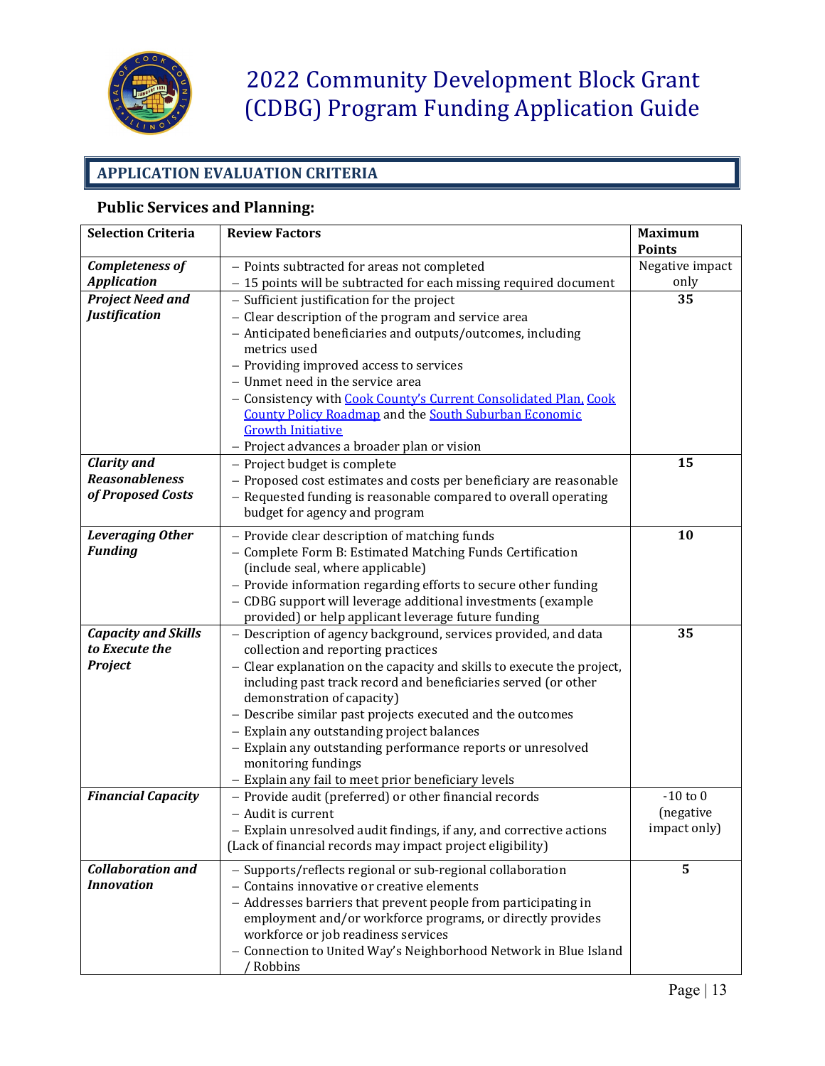## APPLICATION EVALUATION CRITERIA

### Public Services and Planning:

| Selection Criteria | Review Factors | Maximum Points |
|---|---|---|
| ***Completeness of Application*** | – Points subtracted for areas not completed<br>– 15 points will be subtracted for each missing required document | Negative impact only |
| ***Project Need and Justification*** | – Sufficient justification for the project<br>– Clear description of the program and service area<br>– Anticipated beneficiaries and outputs/outcomes, including metrics used<br>– Providing improved access to services<br>– Unmet need in the service area<br>– Consistency with Cook County's Current Consolidated Plan, Cook County Policy Roadmap and the South Suburban Economic Growth Initiative<br>– Project advances a broader plan or vision | **35** |
| ***Clarity and Reasonableness of Proposed Costs*** | – Project budget is complete<br>– Proposed cost estimates and costs per beneficiary are reasonable<br>– Requested funding is reasonable compared to overall operating budget for agency and program | **15** |
| ***Leveraging Other Funding*** | – Provide clear description of matching funds<br>– Complete Form B: Estimated Matching Funds Certification (include seal, where applicable)<br>– Provide information regarding efforts to secure other funding<br>– CDBG support will leverage additional investments (example provided) or help applicant leverage future funding | **10** |
| ***Capacity and Skills to Execute the Project*** | – Description of agency background, services provided, and data collection and reporting practices<br>– Clear explanation on the capacity and skills to execute the project, including past track record and beneficiaries served (or other demonstration of capacity)<br>– Describe similar past projects executed and the outcomes<br>– Explain any outstanding project balances<br>– Explain any outstanding performance reports or unresolved monitoring fundings<br>– Explain any fail to meet prior beneficiary levels | **35** |
| ***Financial Capacity*** | – Provide audit (preferred) or other financial records<br>– Audit is current<br>– Explain unresolved audit findings, if any, and corrective actions<br>(Lack of financial records may impact project eligibility) | -10 to 0 (negative impact only) |
| ***Collaboration and Innovation*** | – Supports/reflects regional or sub-regional collaboration<br>– Contains innovative or creative elements<br>– Addresses barriers that prevent people from participating in employment and/or workforce programs, or directly provides workforce or job readiness services<br>– Connection to United Way's Neighborhood Network in Blue Island / Robbins | **5** |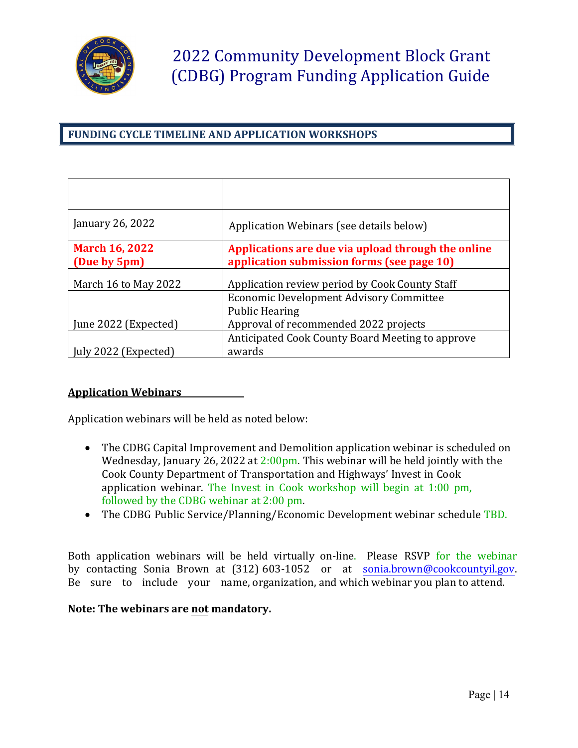# 2022 Community Development Block Grant (CDBG) Program Funding Application Guide

## FUNDING CYCLE TIMELINE AND APPLICATION WORKSHOPS

| | |
|---|---|
| January 26, 2022 | Application Webinars (see details below) |
| **March 16, 2022 (Due by 5pm)** | **Applications are due via upload through the online application submission forms (see page 10)** |
| March 16 to May 2022 | Application review period by Cook County Staff |
| June 2022 (Expected) | Economic Development Advisory Committee<br>Public Hearing<br>Approval of recommended 2022 projects |
| July 2022 (Expected) | Anticipated Cook County Board Meeting to approve awards |

**Application Webinars**

Application webinars will be held as noted below:

- The CDBG Capital Improvement and Demolition application webinar is scheduled on Wednesday, January 26, 2022 at 2:00pm. This webinar will be held jointly with the Cook County Department of Transportation and Highways' Invest in Cook application webinar. The Invest in Cook workshop will begin at 1:00 pm, followed by the CDBG webinar at 2:00 pm.
- The CDBG Public Service/Planning/Economic Development webinar schedule TBD.

Both application webinars will be held virtually on-line. Please RSVP for the webinar by contacting Sonia Brown at (312) 603-1052 or at sonia.brown@cookcountyil.gov. Be sure to include your name, organization, and which webinar you plan to attend.

**Note: The webinars are not mandatory.**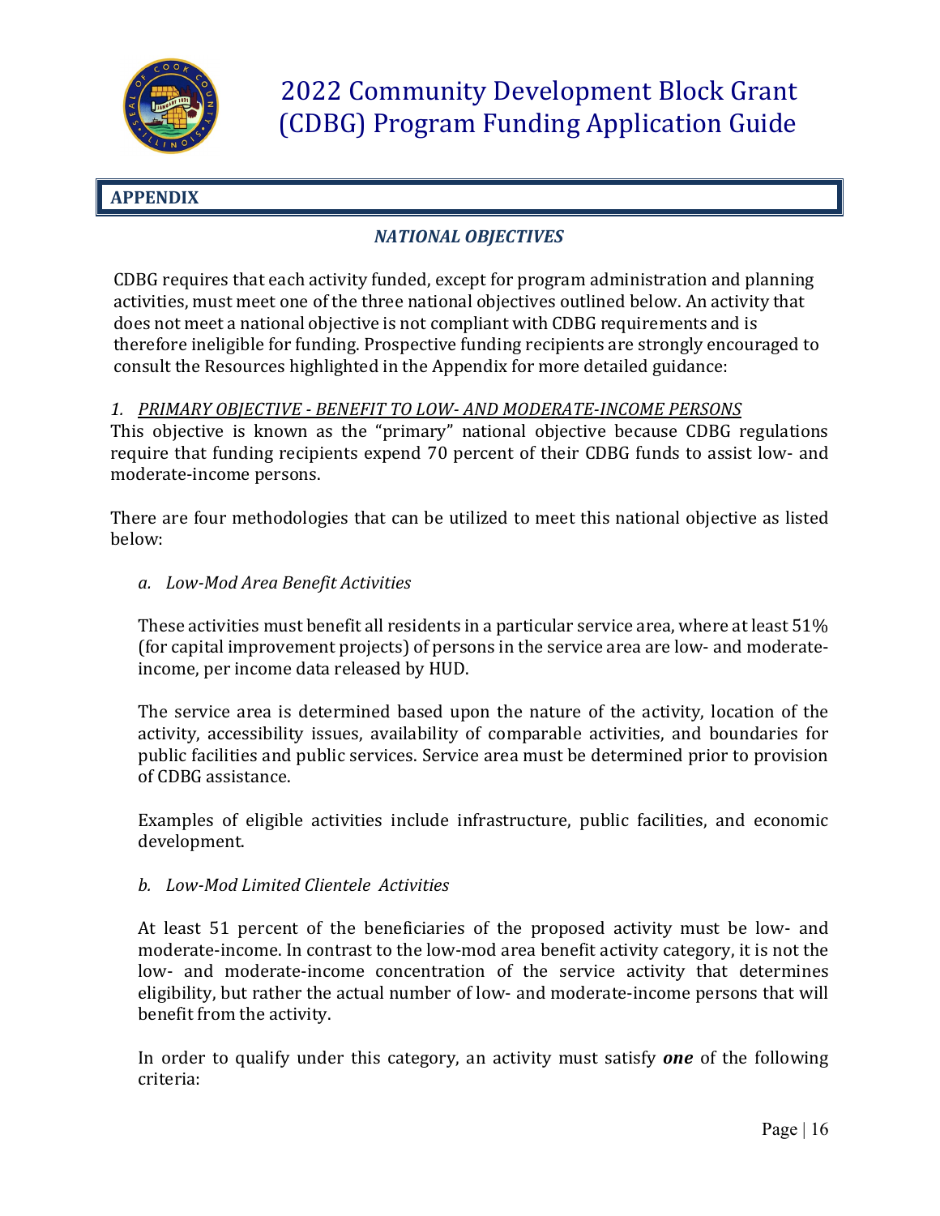## APPENDIX

### *NATIONAL OBJECTIVES*

CDBG requires that each activity funded, except for program administration and planning activities, must meet one of the three national objectives outlined below. An activity that does not meet a national objective is not compliant with CDBG requirements and is therefore ineligible for funding. Prospective funding recipients are strongly encouraged to consult the Resources highlighted in the Appendix for more detailed guidance:

*1. PRIMARY OBJECTIVE - BENEFIT TO LOW- AND MODERATE-INCOME PERSONS*

This objective is known as the "primary" national objective because CDBG regulations require that funding recipients expend 70 percent of their CDBG funds to assist low- and moderate-income persons.

There are four methodologies that can be utilized to meet this national objective as listed below:

*a. Low-Mod Area Benefit Activities*

These activities must benefit all residents in a particular service area, where at least 51% (for capital improvement projects) of persons in the service area are low- and moderate-income, per income data released by HUD.

The service area is determined based upon the nature of the activity, location of the activity, accessibility issues, availability of comparable activities, and boundaries for public facilities and public services. Service area must be determined prior to provision of CDBG assistance.

Examples of eligible activities include infrastructure, public facilities, and economic development.

*b. Low-Mod Limited Clientele Activities*

At least 51 percent of the beneficiaries of the proposed activity must be low- and moderate-income. In contrast to the low-mod area benefit activity category, it is not the low- and moderate-income concentration of the service activity that determines eligibility, but rather the actual number of low- and moderate-income persons that will benefit from the activity.

In order to qualify under this category, an activity must satisfy ***one*** of the following criteria: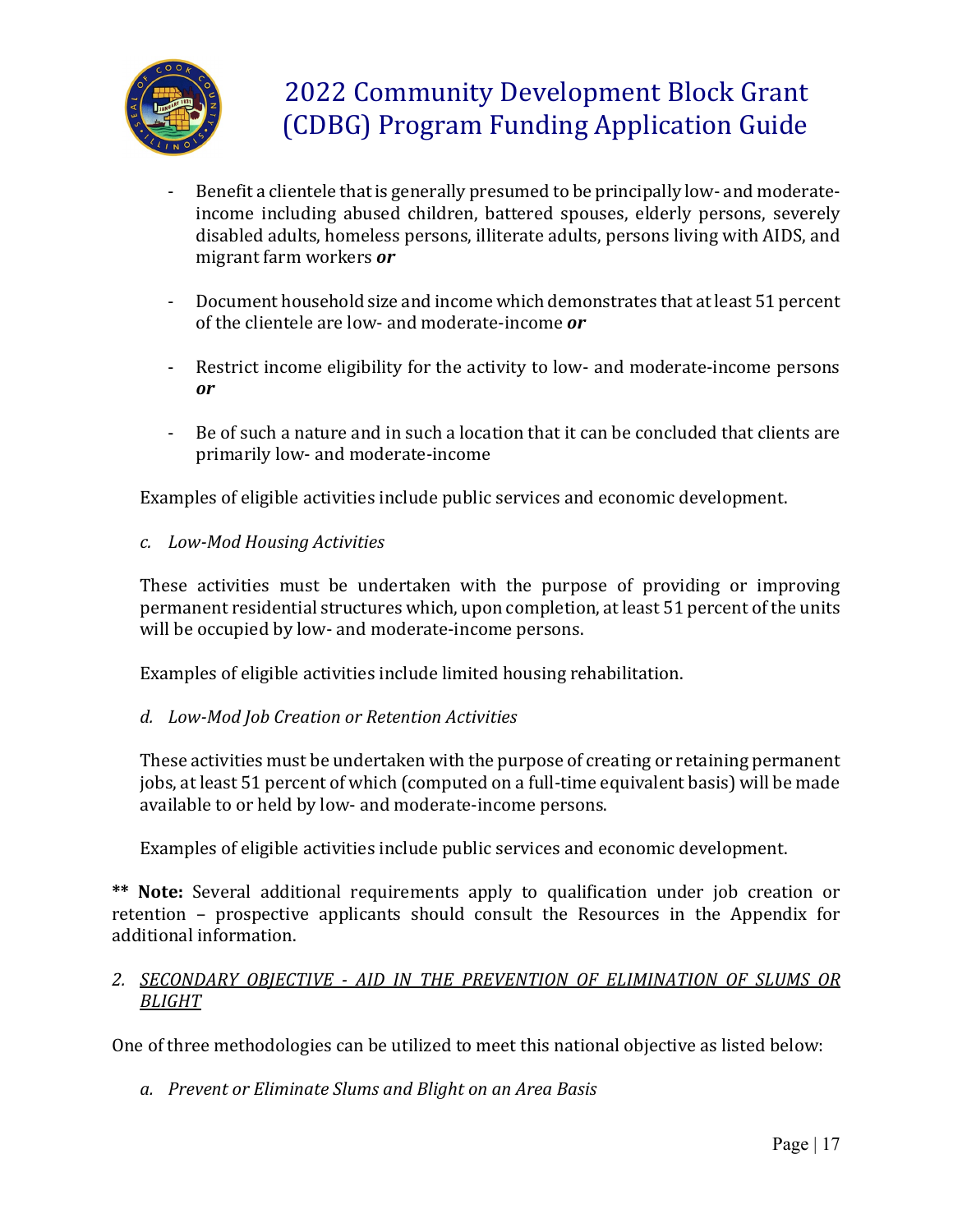- Benefit a clientele that is generally presumed to be principally low- and moderate-income including abused children, battered spouses, elderly persons, severely disabled adults, homeless persons, illiterate adults, persons living with AIDS, and migrant farm workers ***or***

- Document household size and income which demonstrates that at least 51 percent of the clientele are low- and moderate-income ***or***

- Restrict income eligibility for the activity to low- and moderate-income persons ***or***

- Be of such a nature and in such a location that it can be concluded that clients are primarily low- and moderate-income

Examples of eligible activities include public services and economic development.

*c. Low-Mod Housing Activities*

These activities must be undertaken with the purpose of providing or improving permanent residential structures which, upon completion, at least 51 percent of the units will be occupied by low- and moderate-income persons.

Examples of eligible activities include limited housing rehabilitation.

*d. Low-Mod Job Creation or Retention Activities*

These activities must be undertaken with the purpose of creating or retaining permanent jobs, at least 51 percent of which (computed on a full-time equivalent basis) will be made available to or held by low- and moderate-income persons.

Examples of eligible activities include public services and economic development.

**\*\* Note:** Several additional requirements apply to qualification under job creation or retention – prospective applicants should consult the Resources in the Appendix for additional information.

*2. <u>SECONDARY OBJECTIVE - AID IN THE PREVENTION OF ELIMINATION OF SLUMS OR BLIGHT</u>*

One of three methodologies can be utilized to meet this national objective as listed below:

*a. Prevent or Eliminate Slums and Blight on an Area Basis*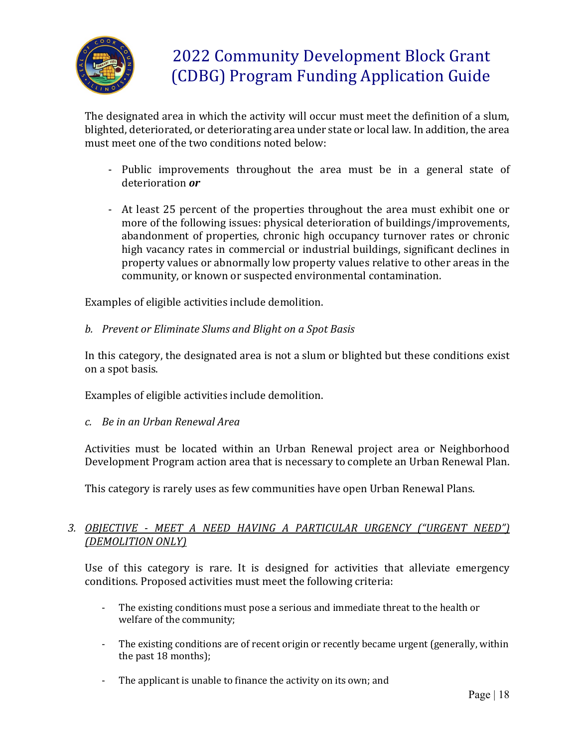The designated area in which the activity will occur must meet the definition of a slum, blighted, deteriorated, or deteriorating area under state or local law. In addition, the area must meet one of the two conditions noted below:

- Public improvements throughout the area must be in a general state of deterioration ***or***

- At least 25 percent of the properties throughout the area must exhibit one or more of the following issues: physical deterioration of buildings/improvements, abandonment of properties, chronic high occupancy turnover rates or chronic high vacancy rates in commercial or industrial buildings, significant declines in property values or abnormally low property values relative to other areas in the community, or known or suspected environmental contamination.

Examples of eligible activities include demolition.

*b. Prevent or Eliminate Slums and Blight on a Spot Basis*

In this category, the designated area is not a slum or blighted but these conditions exist on a spot basis.

Examples of eligible activities include demolition.

*c. Be in an Urban Renewal Area*

Activities must be located within an Urban Renewal project area or Neighborhood Development Program action area that is necessary to complete an Urban Renewal Plan.

This category is rarely uses as few communities have open Urban Renewal Plans.

*3. <u>OBJECTIVE - MEET A NEED HAVING A PARTICULAR URGENCY ("URGENT NEED") (DEMOLITION ONLY)</u>*

Use of this category is rare. It is designed for activities that alleviate emergency conditions. Proposed activities must meet the following criteria:

- The existing conditions must pose a serious and immediate threat to the health or welfare of the community;

- The existing conditions are of recent origin or recently became urgent (generally, within the past 18 months);

- The applicant is unable to finance the activity on its own; and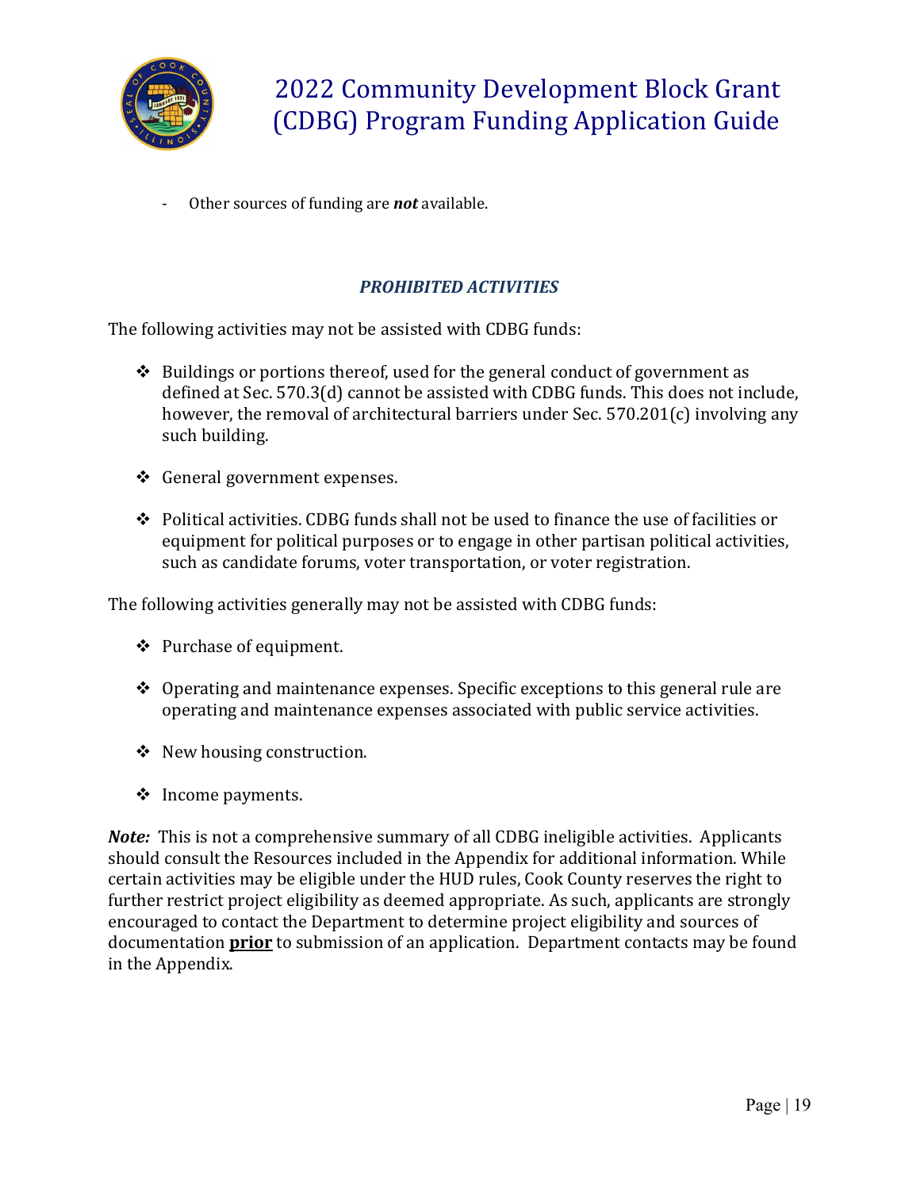- Other sources of funding are ***not*** available.

### *PROHIBITED ACTIVITIES*

The following activities may not be assisted with CDBG funds:

- Buildings or portions thereof, used for the general conduct of government as defined at Sec. 570.3(d) cannot be assisted with CDBG funds. This does not include, however, the removal of architectural barriers under Sec. 570.201(c) involving any such building.

- General government expenses.

- Political activities. CDBG funds shall not be used to finance the use of facilities or equipment for political purposes or to engage in other partisan political activities, such as candidate forums, voter transportation, or voter registration.

The following activities generally may not be assisted with CDBG funds:

- Purchase of equipment.

- Operating and maintenance expenses. Specific exceptions to this general rule are operating and maintenance expenses associated with public service activities.

- New housing construction.

- Income payments.

***Note:*** This is not a comprehensive summary of all CDBG ineligible activities. Applicants should consult the Resources included in the Appendix for additional information. While certain activities may be eligible under the HUD rules, Cook County reserves the right to further restrict project eligibility as deemed appropriate. As such, applicants are strongly encouraged to contact the Department to determine project eligibility and sources of documentation **<u>prior</u>** to submission of an application. Department contacts may be found in the Appendix.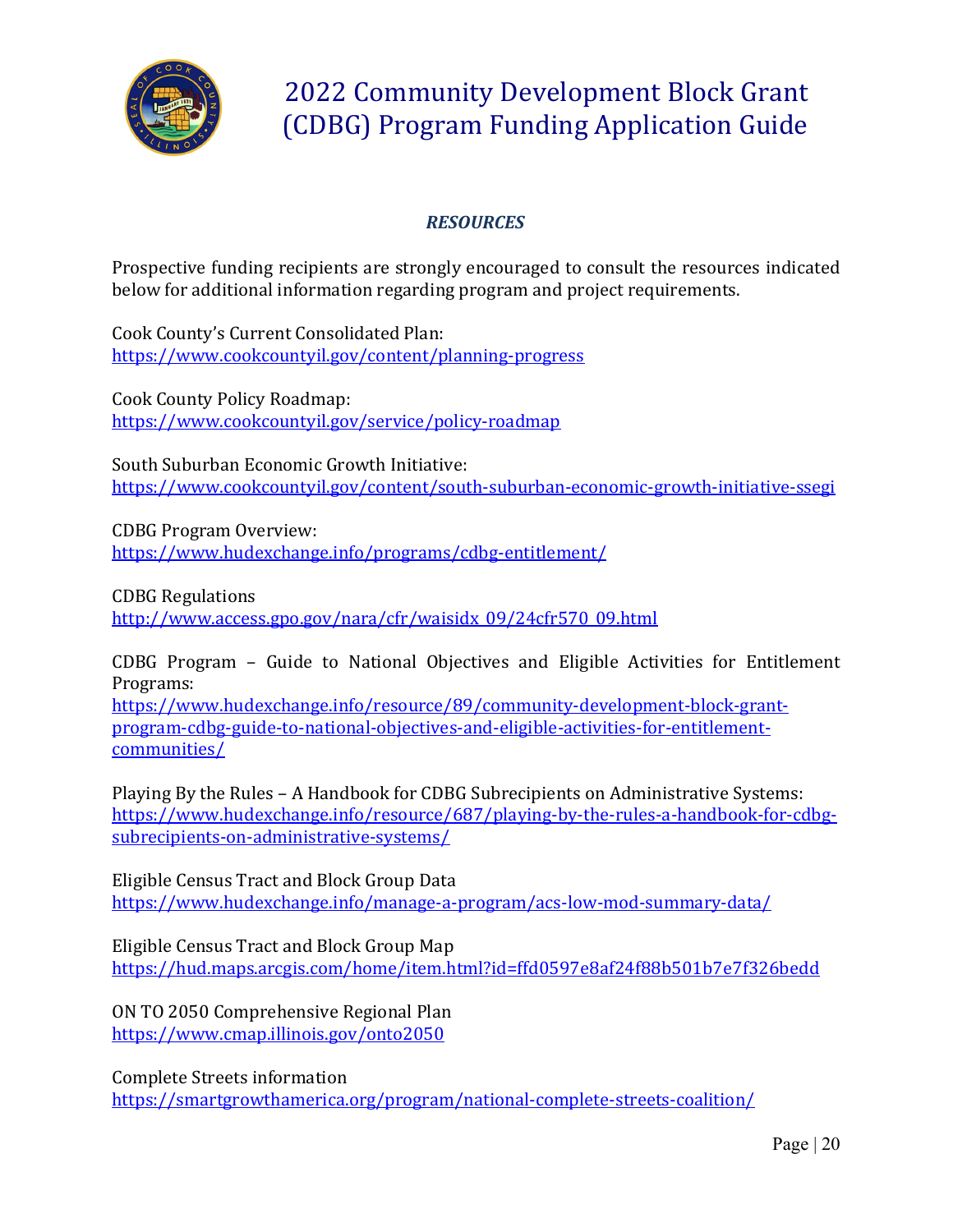# 2022 Community Development Block Grant (CDBG) Program Funding Application Guide

## *RESOURCES*

Prospective funding recipients are strongly encouraged to consult the resources indicated below for additional information regarding program and project requirements.

Cook County's Current Consolidated Plan:
https://www.cookcountyil.gov/content/planning-progress

Cook County Policy Roadmap:
https://www.cookcountyil.gov/service/policy-roadmap

South Suburban Economic Growth Initiative:
https://www.cookcountyil.gov/content/south-suburban-economic-growth-initiative-ssegi

CDBG Program Overview:
https://www.hudexchange.info/programs/cdbg-entitlement/

CDBG Regulations
http://www.access.gpo.gov/nara/cfr/waisidx_09/24cfr570_09.html

CDBG Program – Guide to National Objectives and Eligible Activities for Entitlement Programs:
https://www.hudexchange.info/resource/89/community-development-block-grant-program-cdbg-guide-to-national-objectives-and-eligible-activities-for-entitlement-communities/

Playing By the Rules – A Handbook for CDBG Subrecipients on Administrative Systems:
https://www.hudexchange.info/resource/687/playing-by-the-rules-a-handbook-for-cdbg-subrecipients-on-administrative-systems/

Eligible Census Tract and Block Group Data
https://www.hudexchange.info/manage-a-program/acs-low-mod-summary-data/

Eligible Census Tract and Block Group Map
https://hud.maps.arcgis.com/home/item.html?id=ffd0597e8af24f88b501b7e7f326bedd

ON TO 2050 Comprehensive Regional Plan
https://www.cmap.illinois.gov/onto2050

Complete Streets information
https://smartgrowthamerica.org/program/national-complete-streets-coalition/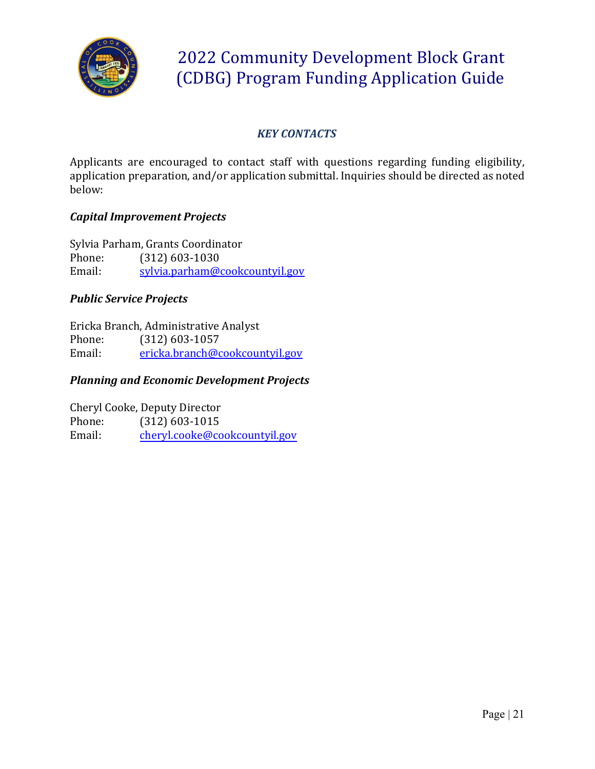## *KEY CONTACTS*

Applicants are encouraged to contact staff with questions regarding funding eligibility, application preparation, and/or application submittal. Inquiries should be directed as noted below:

### *Capital Improvement Projects*

Sylvia Parham, Grants Coordinator
Phone: (312) 603-1030
Email: sylvia.parham@cookcountyil.gov

### *Public Service Projects*

Ericka Branch, Administrative Analyst
Phone: (312) 603-1057
Email: ericka.branch@cookcountyil.gov

### *Planning and Economic Development Projects*

Cheryl Cooke, Deputy Director
Phone: (312) 603-1015
Email: cheryl.cooke@cookcountyil.gov